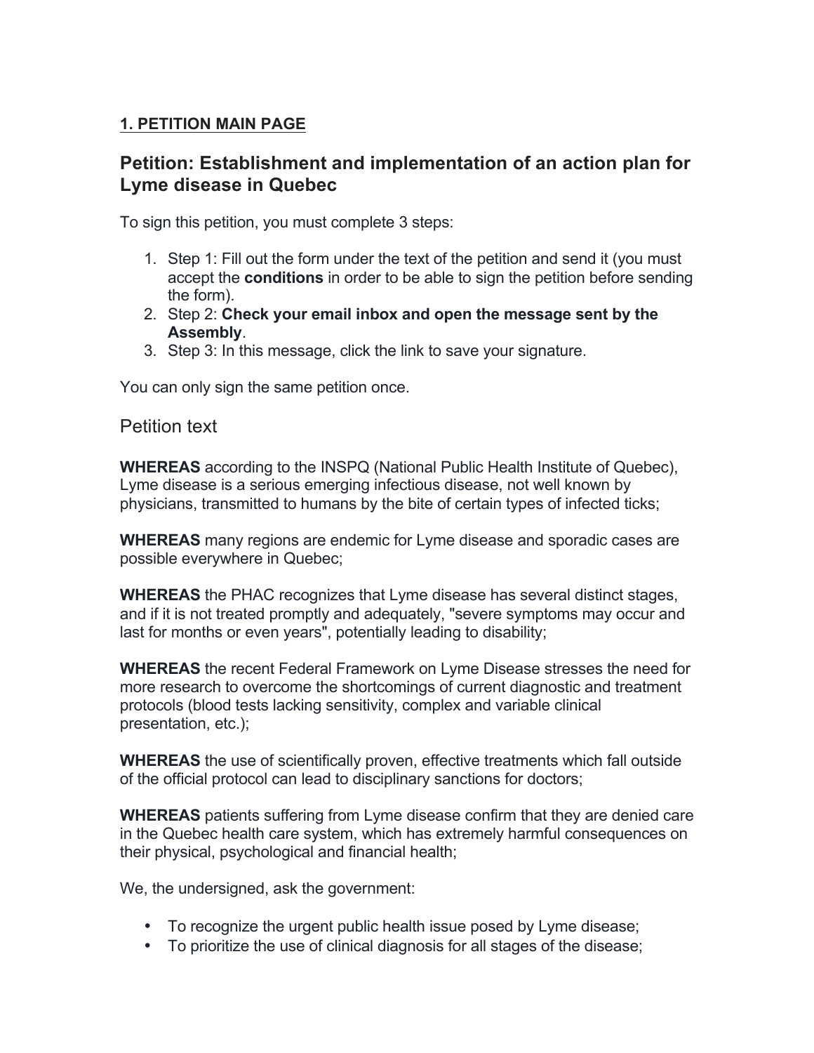**1. PETITION MAIN PAGE**

## Petition: Establishment and implementation of an action plan for Lyme disease in Quebec

To sign this petition, you must complete 3 steps:

1. Step 1: Fill out the form under the text of the petition and send it (you must accept the **conditions** in order to be able to sign the petition before sending the form).
2. Step 2: **Check your email inbox and open the message sent by the Assembly**.
3. Step 3: In this message, click the link to save your signature.

You can only sign the same petition once.

### Petition text

**WHEREAS** according to the INSPQ (National Public Health Institute of Quebec), Lyme disease is a serious emerging infectious disease, not well known by physicians, transmitted to humans by the bite of certain types of infected ticks;

**WHEREAS** many regions are endemic for Lyme disease and sporadic cases are possible everywhere in Quebec;

**WHEREAS** the PHAC recognizes that Lyme disease has several distinct stages, and if it is not treated promptly and adequately, "severe symptoms may occur and last for months or even years", potentially leading to disability;

**WHEREAS** the recent Federal Framework on Lyme Disease stresses the need for more research to overcome the shortcomings of current diagnostic and treatment protocols (blood tests lacking sensitivity, complex and variable clinical presentation, etc.);

**WHEREAS** the use of scientifically proven, effective treatments which fall outside of the official protocol can lead to disciplinary sanctions for doctors;

**WHEREAS** patients suffering from Lyme disease confirm that they are denied care in the Quebec health care system, which has extremely harmful consequences on their physical, psychological and financial health;

We, the undersigned, ask the government:

- To recognize the urgent public health issue posed by Lyme disease;
- To prioritize the use of clinical diagnosis for all stages of the disease;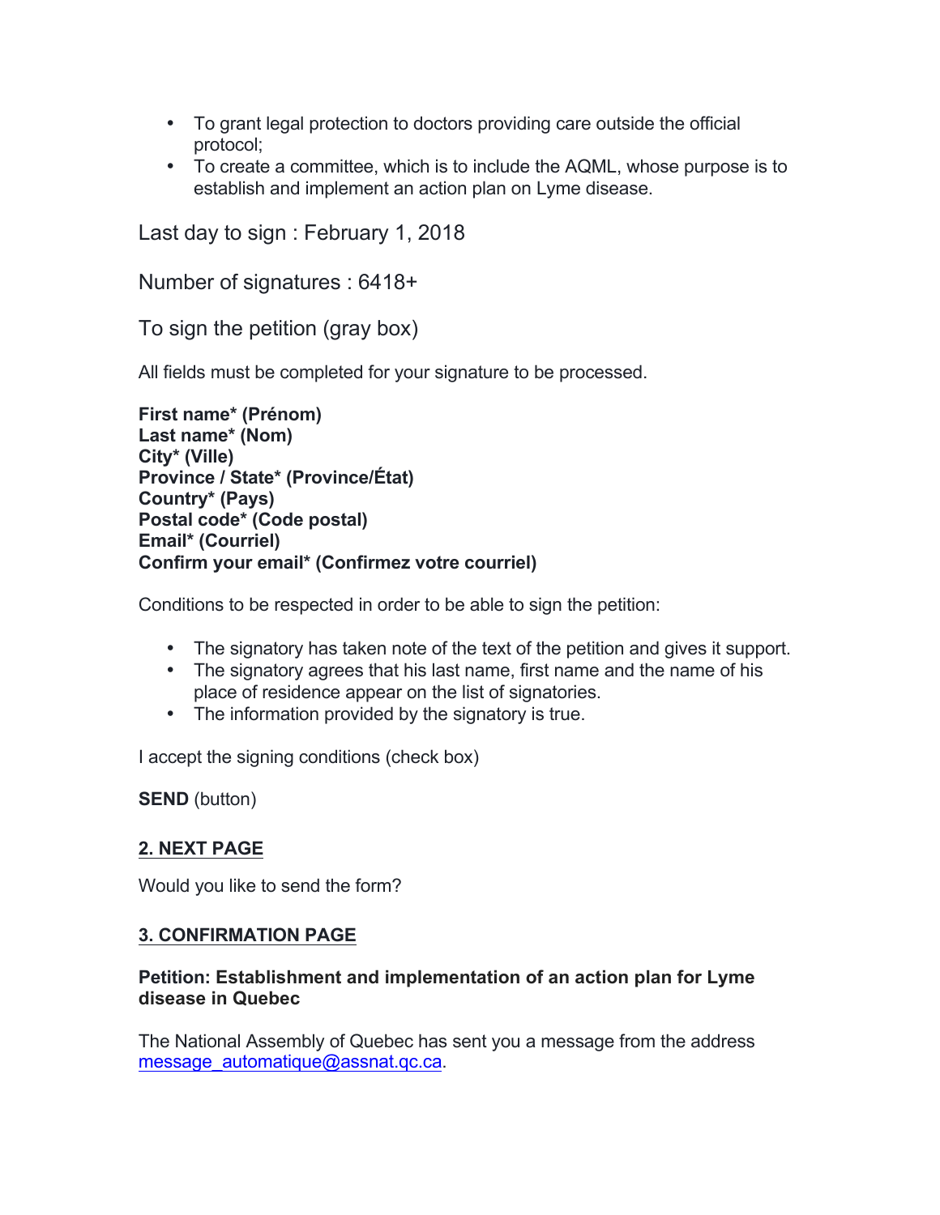- To grant legal protection to doctors providing care outside the official protocol;
- To create a committee, which is to include the AQML, whose purpose is to establish and implement an action plan on Lyme disease.

Last day to sign : February 1, 2018

Number of signatures : 6418+

To sign the petition (gray box)

All fields must be completed for your signature to be processed.

**First name* (Prénom)**
**Last name* (Nom)**
**City* (Ville)**
**Province / State* (Province/État)**
**Country* (Pays)**
**Postal code* (Code postal)**
**Email* (Courriel)**
**Confirm your email* (Confirmez votre courriel)**

Conditions to be respected in order to be able to sign the petition:

- The signatory has taken note of the text of the petition and gives it support.
- The signatory agrees that his last name, first name and the name of his place of residence appear on the list of signatories.
- The information provided by the signatory is true.

I accept the signing conditions (check box)

**SEND** (button)

## 2. NEXT PAGE

Would you like to send the form?

## 3. CONFIRMATION PAGE

**Petition: Establishment and implementation of an action plan for Lyme disease in Quebec**

The National Assembly of Quebec has sent you a message from the address message_automatique@assnat.qc.ca.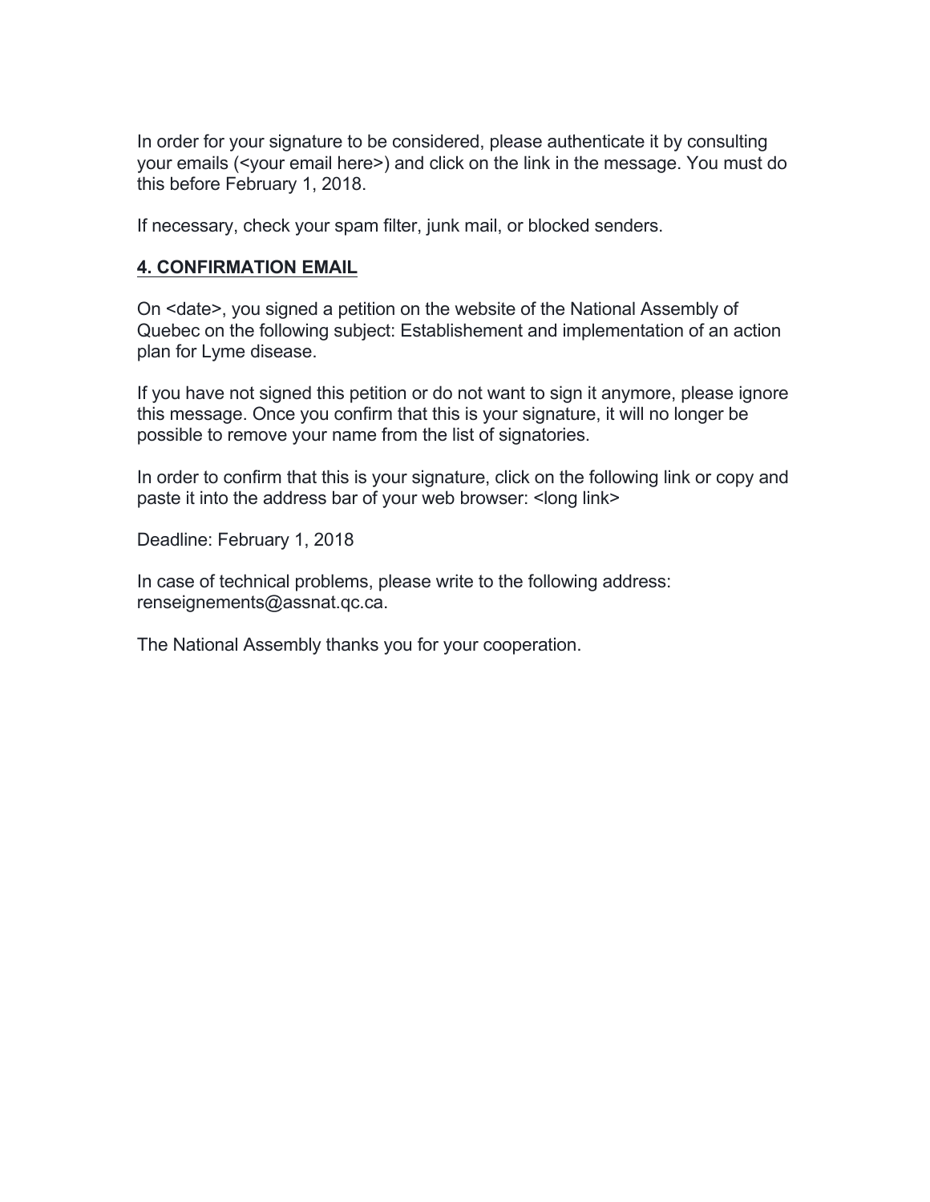In order for your signature to be considered, please authenticate it by consulting your emails (<your email here>) and click on the link in the message. You must do this before February 1, 2018.

If necessary, check your spam filter, junk mail, or blocked senders.

## 4. CONFIRMATION EMAIL

On <date>, you signed a petition on the website of the National Assembly of Quebec on the following subject: Establishement and implementation of an action plan for Lyme disease.

If you have not signed this petition or do not want to sign it anymore, please ignore this message. Once you confirm that this is your signature, it will no longer be possible to remove your name from the list of signatories.

In order to confirm that this is your signature, click on the following link or copy and paste it into the address bar of your web browser: <long link>

Deadline: February 1, 2018

In case of technical problems, please write to the following address: renseignements@assnat.qc.ca.

The National Assembly thanks you for your cooperation.